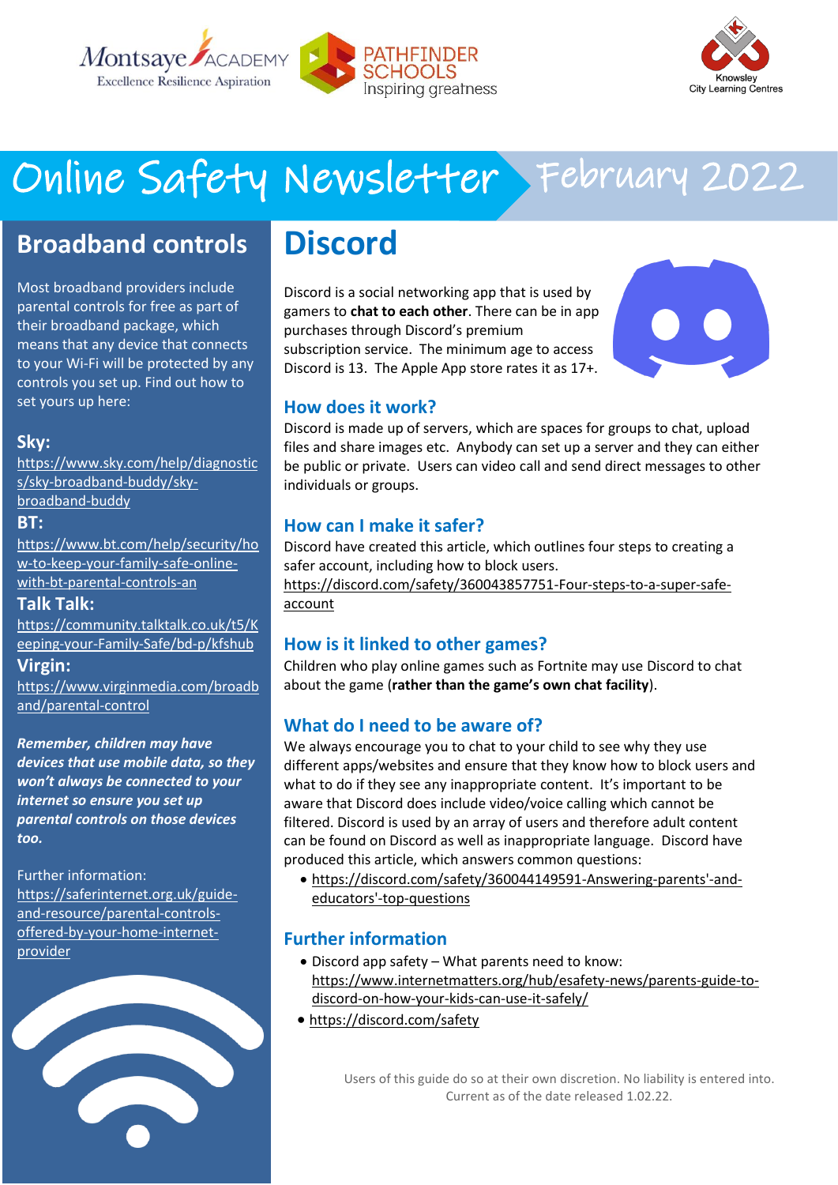# Online Safety Newsletter February 2022

## Broadband controls

Most broadband providers include parental controls for free as part of their broadband package, which means that any device that connects to your Wi-Fi will be protected by any controls you set up. Find out how to set yours up here:

**Sky:**
https://www.sky.com/help/diagnostics/sky-broadband-buddy/sky-broadband-buddy

**BT:**
https://www.bt.com/help/security/how-to-keep-your-family-safe-online-with-bt-parental-controls-an

**Talk Talk:**
https://community.talktalk.co.uk/t5/Keeping-your-Family-Safe/bd-p/kfshub

**Virgin:**
https://www.virginmedia.com/broadband/parental-control

***Remember, children may have devices that use mobile data, so they won't always be connected to your internet so ensure you set up parental controls on those devices too.***

Further information:
https://saferinternet.org.uk/guide-and-resource/parental-controls-offered-by-your-home-internet-provider

# Discord

Discord is a social networking app that is used by gamers to **chat to each other**. There can be in app purchases through Discord's premium subscription service. The minimum age to access Discord is 13. The Apple App store rates it as 17+.

### How does it work?

Discord is made up of servers, which are spaces for groups to chat, upload files and share images etc. Anybody can set up a server and they can either be public or private. Users can video call and send direct messages to other individuals or groups.

### How can I make it safer?

Discord have created this article, which outlines four steps to creating a safer account, including how to block users.
https://discord.com/safety/360043857751-Four-steps-to-a-super-safe-account

### How is it linked to other games?

Children who play online games such as Fortnite may use Discord to chat about the game (**rather than the game's own chat facility**).

### What do I need to be aware of?

We always encourage you to chat to your child to see why they use different apps/websites and ensure that they know how to block users and what to do if they see any inappropriate content. It's important to be aware that Discord does include video/voice calling which cannot be filtered. Discord is used by an array of users and therefore adult content can be found on Discord as well as inappropriate language. Discord have produced this article, which answers common questions:

- https://discord.com/safety/360044149591-Answering-parents'-and-educators'-top-questions

### Further information

- Discord app safety – What parents need to know: https://www.internetmatters.org/hub/esafety-news/parents-guide-to-discord-on-how-your-kids-can-use-it-safely/
- https://discord.com/safety

Users of this guide do so at their own discretion. No liability is entered into. Current as of the date released 1.02.22.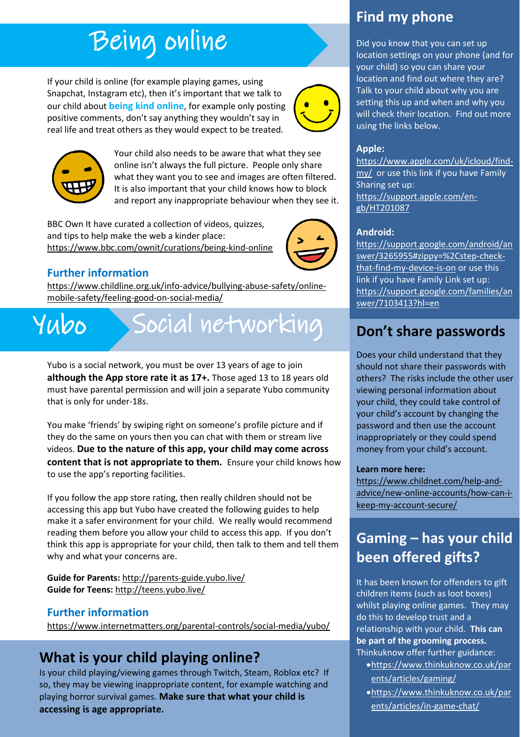# Being online

If your child is online (for example playing games, using Snapchat, Instagram etc), then it's important that we talk to our child about **being kind online**, for example only posting positive comments, don't say anything they wouldn't say in real life and treat others as they would expect to be treated.

Your child also needs to be aware that what they see online isn't always the full picture. People only share what they want you to see and images are often filtered. It is also important that your child knows how to block and report any inappropriate behaviour when they see it.

BBC Own It have curated a collection of videos, quizzes, and tips to help make the web a kinder place: https://www.bbc.com/ownit/curations/being-kind-online

### Further information

https://www.childline.org.uk/info-advice/bullying-abuse-safety/online-mobile-safety/feeling-good-on-social-media/

# Yubo Social networking

Yubo is a social network, you must be over 13 years of age to join **although the App store rate it as 17+.** Those aged 13 to 18 years old must have parental permission and will join a separate Yubo community that is only for under-18s.

You make 'friends' by swiping right on someone's profile picture and if they do the same on yours then you can chat with them or stream live videos. **Due to the nature of this app, your child may come across content that is not appropriate to them.** Ensure your child knows how to use the app's reporting facilities.

If you follow the app store rating, then really children should not be accessing this app but Yubo have created the following guides to help make it a safer environment for your child. We really would recommend reading them before you allow your child to access this app. If you don't think this app is appropriate for your child, then talk to them and tell them why and what your concerns are.

**Guide for Parents:** http://parents-guide.yubo.live/
**Guide for Teens:** http://teens.yubo.live/

### Further information

https://www.internetmatters.org/parental-controls/social-media/yubo/

## What is your child playing online?

Is your child playing/viewing games through Twitch, Steam, Roblox etc? If so, they may be viewing inappropriate content, for example watching and playing horror survival games. **Make sure that what your child is accessing is age appropriate.**

## Find my phone

Did you know that you can set up location settings on your phone (and for your child) so you can share your location and find out where they are? Talk to your child about why you are setting this up and when and why you will check their location. Find out more using the links below.

**Apple:**
https://www.apple.com/uk/icloud/find-my/ or use this link if you have Family Sharing set up: https://support.apple.com/en-gb/HT201087

**Android:**
https://support.google.com/android/answer/3265955#zippy=%2Cstep-check-that-find-my-device-is-on or use this link if you have Family Link set up: https://support.google.com/families/answer/7103413?hl=en

## Don't share passwords

Does your child understand that they should not share their passwords with others? The risks include the other user viewing personal information about your child, they could take control of your child's account by changing the password and then use the account inappropriately or they could spend money from your child's account.

**Learn more here:**
https://www.childnet.com/help-and-advice/new-online-accounts/how-can-i-keep-my-account-secure/

## Gaming – has your child been offered gifts?

It has been known for offenders to gift children items (such as loot boxes) whilst playing online games. They may do this to develop trust and a relationship with your child. **This can be part of the grooming process.** Thinkuknow offer further guidance:

- https://www.thinkuknow.co.uk/parents/articles/gaming/
- https://www.thinkuknow.co.uk/parents/articles/in-game-chat/